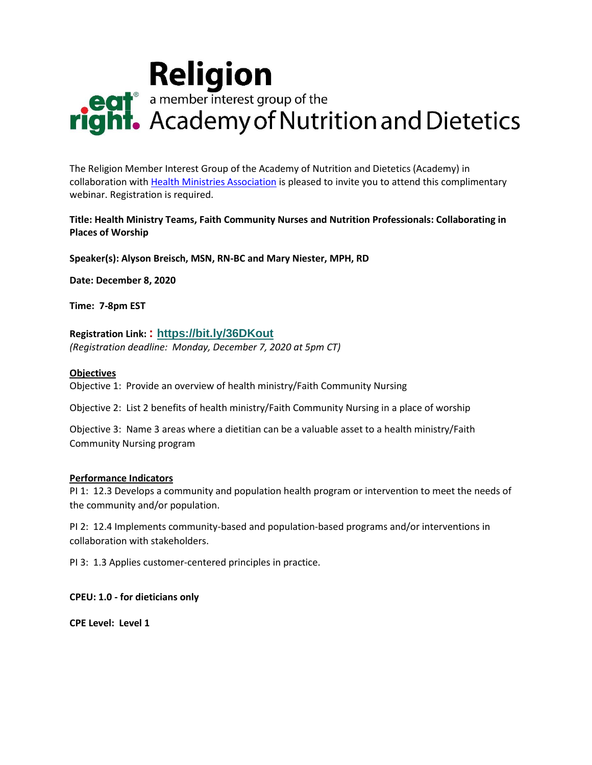# Religion

a member interest group of the

eat right. Academy of Nutrition and Dietetics

The Religion Member Interest Group of the Academy of Nutrition and Dietetics (Academy) in collaboration with Health Ministries Association is pleased to invite you to attend this complimentary webinar. Registration is required.

**Title: Health Ministry Teams, Faith Community Nurses and Nutrition Professionals: Collaborating in Places of Worship**

**Speaker(s): Alyson Breisch, MSN, RN-BC and Mary Niester, MPH, RD**

**Date: December 8, 2020**

**Time: 7-8pm EST**

**Registration Link: : https://bit.ly/36DKout**
*(Registration deadline: Monday, December 7, 2020 at 5pm CT)*

## Objectives

Objective 1: Provide an overview of health ministry/Faith Community Nursing

Objective 2: List 2 benefits of health ministry/Faith Community Nursing in a place of worship

Objective 3: Name 3 areas where a dietitian can be a valuable asset to a health ministry/Faith Community Nursing program

## Performance Indicators

PI 1: 12.3 Develops a community and population health program or intervention to meet the needs of the community and/or population.

PI 2: 12.4 Implements community-based and population-based programs and/or interventions in collaboration with stakeholders.

PI 3: 1.3 Applies customer-centered principles in practice.

**CPEU: 1.0 - for dieticians only**

**CPE Level: Level 1**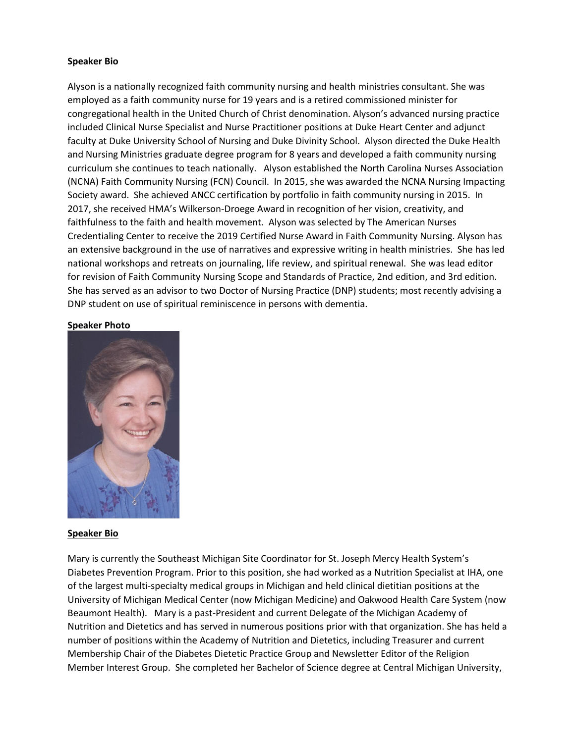**Speaker Bio**

Alyson is a nationally recognized faith community nursing and health ministries consultant. She was employed as a faith community nurse for 19 years and is a retired commissioned minister for congregational health in the United Church of Christ denomination. Alyson's advanced nursing practice included Clinical Nurse Specialist and Nurse Practitioner positions at Duke Heart Center and adjunct faculty at Duke University School of Nursing and Duke Divinity School. Alyson directed the Duke Health and Nursing Ministries graduate degree program for 8 years and developed a faith community nursing curriculum she continues to teach nationally. Alyson established the North Carolina Nurses Association (NCNA) Faith Community Nursing (FCN) Council. In 2015, she was awarded the NCNA Nursing Impacting Society award. She achieved ANCC certification by portfolio in faith community nursing in 2015. In 2017, she received HMA's Wilkerson-Droege Award in recognition of her vision, creativity, and faithfulness to the faith and health movement. Alyson was selected by The American Nurses Credentialing Center to receive the 2019 Certified Nurse Award in Faith Community Nursing. Alyson has an extensive background in the use of narratives and expressive writing in health ministries. She has led national workshops and retreats on journaling, life review, and spiritual renewal. She was lead editor for revision of Faith Community Nursing Scope and Standards of Practice, 2nd edition, and 3rd edition. She has served as an advisor to two Doctor of Nursing Practice (DNP) students; most recently advising a DNP student on use of spiritual reminiscence in persons with dementia.

**Speaker Photo**

**Speaker Bio**

Mary is currently the Southeast Michigan Site Coordinator for St. Joseph Mercy Health System's Diabetes Prevention Program. Prior to this position, she had worked as a Nutrition Specialist at IHA, one of the largest multi-specialty medical groups in Michigan and held clinical dietitian positions at the University of Michigan Medical Center (now Michigan Medicine) and Oakwood Health Care System (now Beaumont Health). Mary is a past-President and current Delegate of the Michigan Academy of Nutrition and Dietetics and has served in numerous positions prior with that organization. She has held a number of positions within the Academy of Nutrition and Dietetics, including Treasurer and current Membership Chair of the Diabetes Dietetic Practice Group and Newsletter Editor of the Religion Member Interest Group. She completed her Bachelor of Science degree at Central Michigan University,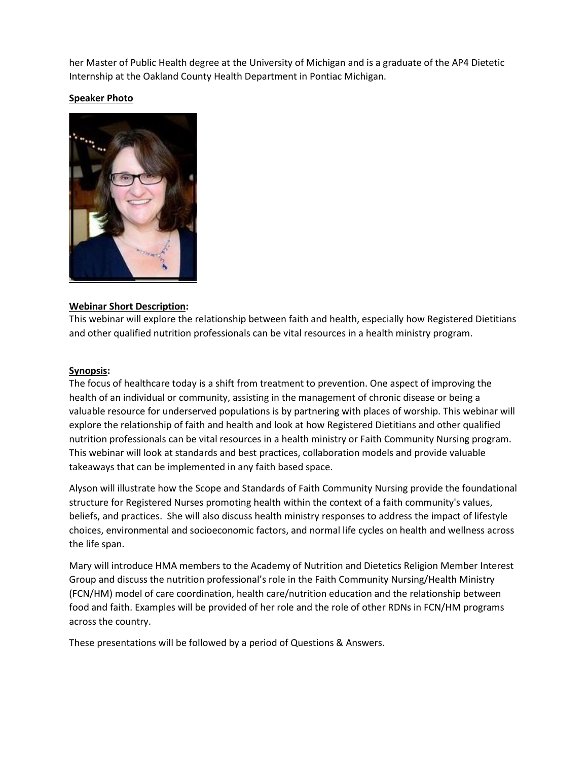her Master of Public Health degree at the University of Michigan and is a graduate of the AP4 Dietetic Internship at the Oakland County Health Department in Pontiac Michigan.

**Speaker Photo**

**Webinar Short Description:**

This webinar will explore the relationship between faith and health, especially how Registered Dietitians and other qualified nutrition professionals can be vital resources in a health ministry program.

**Synopsis:**

The focus of healthcare today is a shift from treatment to prevention. One aspect of improving the health of an individual or community, assisting in the management of chronic disease or being a valuable resource for underserved populations is by partnering with places of worship. This webinar will explore the relationship of faith and health and look at how Registered Dietitians and other qualified nutrition professionals can be vital resources in a health ministry or Faith Community Nursing program. This webinar will look at standards and best practices, collaboration models and provide valuable takeaways that can be implemented in any faith based space.

Alyson will illustrate how the Scope and Standards of Faith Community Nursing provide the foundational structure for Registered Nurses promoting health within the context of a faith community's values, beliefs, and practices. She will also discuss health ministry responses to address the impact of lifestyle choices, environmental and socioeconomic factors, and normal life cycles on health and wellness across the life span.

Mary will introduce HMA members to the Academy of Nutrition and Dietetics Religion Member Interest Group and discuss the nutrition professional's role in the Faith Community Nursing/Health Ministry (FCN/HM) model of care coordination, health care/nutrition education and the relationship between food and faith. Examples will be provided of her role and the role of other RDNs in FCN/HM programs across the country.

These presentations will be followed by a period of Questions & Answers.